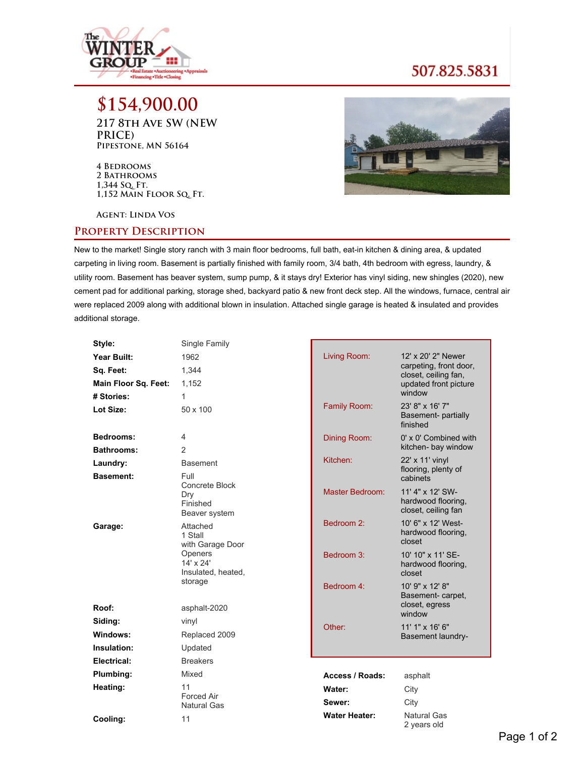The WINTER GROUP
•Real Estate •Auctioneering •Appraisals
•Financing •Title •Closing

507.825.5831

# $154,900.00

## 217 8th Ave SW (NEW PRICE)

**Pipestone, MN 56164**

4 Bedrooms
2 Bathrooms
1,344 Sq. Ft.
1,152 Main Floor Sq. Ft.

Agent: Linda Vos

## Property Description

New to the market! Single story ranch with 3 main floor bedrooms, full bath, eat-in kitchen & dining area, & updated carpeting in living room. Basement is partially finished with family room, 3/4 bath, 4th bedroom with egress, laundry, & utility room. Basement has beaver system, sump pump, & it stays dry! Exterior has vinyl siding, new shingles (2020), new cement pad for additional parking, storage shed, backyard patio & new front deck step. All the windows, furnace, central air were replaced 2009 along with additional blown in insulation. Attached single garage is heated & insulated and provides additional storage.

| | |
|---|---|
| **Style:** | Single Family |
| **Year Built:** | 1962 |
| **Sq. Feet:** | 1,344 |
| **Main Floor Sq. Feet:** | 1,152 |
| **# Stories:** | 1 |
| **Lot Size:** | 50 x 100 |
| **Bedrooms:** | 4 |
| **Bathrooms:** | 2 |
| **Laundry:** | Basement |
| **Basement:** | Full<br>Concrete Block<br>Dry<br>Finished<br>Beaver system |
| **Garage:** | Attached<br>1 Stall<br>with Garage Door Openers<br>14' x 24'<br>Insulated, heated, storage |
| **Roof:** | asphalt-2020 |
| **Siding:** | vinyl |
| **Windows:** | Replaced 2009 |
| **Insulation:** | Updated |
| **Electrical:** | Breakers |
| **Plumbing:** | Mixed |
| **Heating:** | 11<br>Forced Air<br>Natural Gas |
| **Cooling:** | 11 |

| | |
|---|---|
| Living Room: | 12' x 20' 2" Newer carpeting, front door, closet, ceiling fan, updated front picture window |
| Family Room: | 23' 8" x 16' 7" Basement- partially finished |
| Dining Room: | 0' x 0' Combined with kitchen- bay window |
| Kitchen: | 22' x 11' vinyl flooring, plenty of cabinets |
| Master Bedroom: | 11' 4" x 12' SW- hardwood flooring, closet, ceiling fan |
| Bedroom 2: | 10' 6" x 12' West- hardwood flooring, closet |
| Bedroom 3: | 10' 10" x 11' SE- hardwood flooring, closet |
| Bedroom 4: | 10' 9" x 12' 8" Basement- carpet, closet, egress window |
| Other: | 11' 1" x 16' 6" Basement laundry- |

| | |
|---|---|
| **Access / Roads:** | asphalt |
| **Water:** | City |
| **Sewer:** | City |
| **Water Heater:** | Natural Gas<br>2 years old |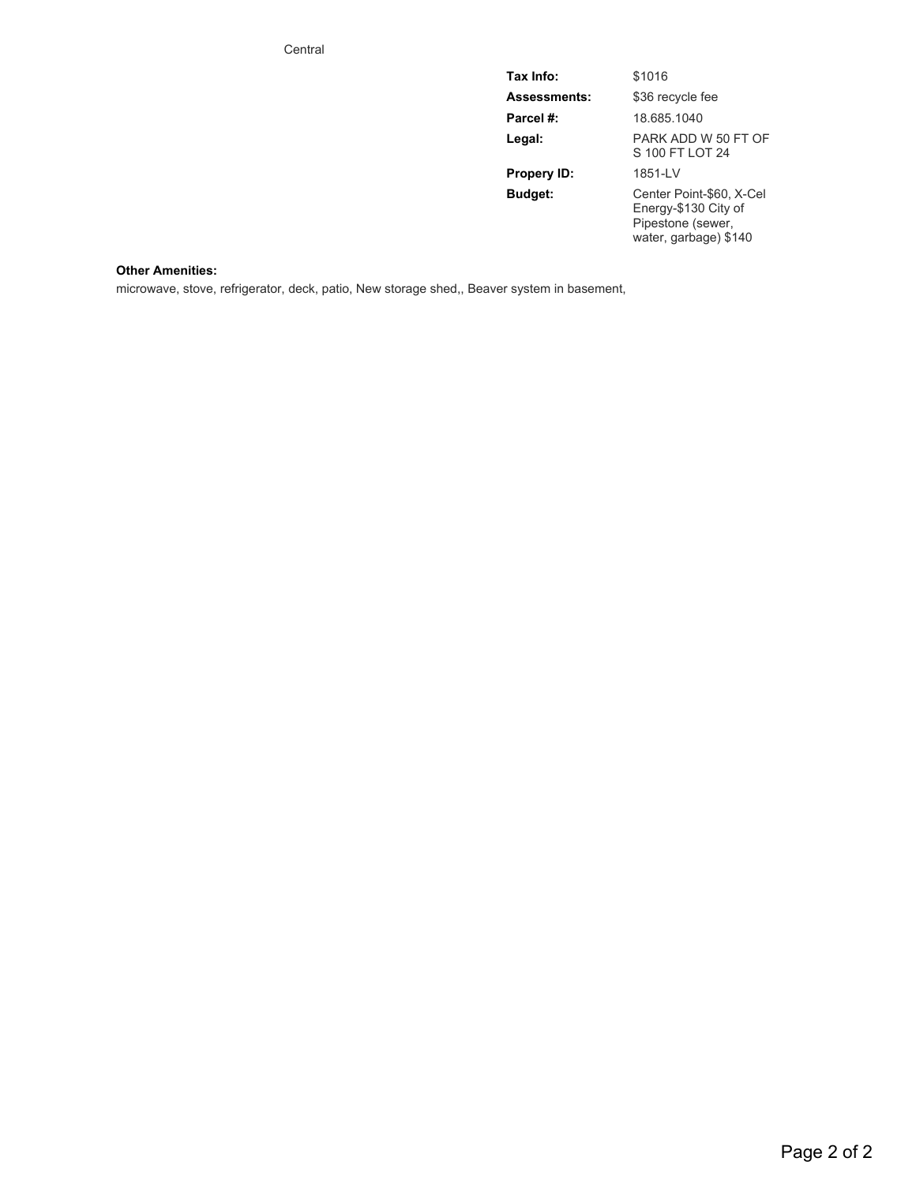Central

| | |
|---|---|
| **Tax Info:** | $1016 |
| **Assessments:** | $36 recycle fee |
| **Parcel #:** | 18.685.1040 |
| **Legal:** | PARK ADD W 50 FT OF S 100 FT LOT 24 |
| **Propery ID:** | 1851-LV |
| **Budget:** | Center Point-$60, X-Cel Energy-$130 City of Pipestone (sewer, water, garbage) $140 |

**Other Amenities:**

microwave, stove, refrigerator, deck, patio, New storage shed,, Beaver system in basement,